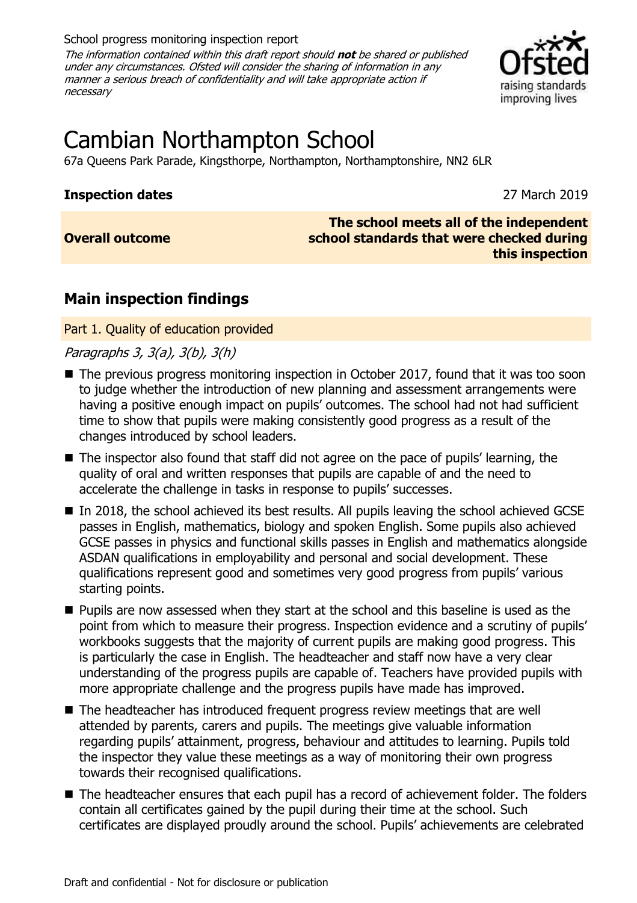School progress monitoring inspection report

*The information contained within this draft report should **not** be shared or published under any circumstances. Ofsted will consider the sharing of information in any manner a serious breach of confidentiality and will take appropriate action if necessary*

# Cambian Northampton School

67a Queens Park Parade, Kingsthorpe, Northampton, Northamptonshire, NN2 6LR

| **Inspection dates** | 27 March 2019 |
| --- | --- |
| **Overall outcome** | **The school meets all of the independent school standards that were checked during this inspection** |

## Main inspection findings

### Part 1. Quality of education provided

*Paragraphs 3, 3(a), 3(b), 3(h)*

- The previous progress monitoring inspection in October 2017, found that it was too soon to judge whether the introduction of new planning and assessment arrangements were having a positive enough impact on pupils' outcomes. The school had not had sufficient time to show that pupils were making consistently good progress as a result of the changes introduced by school leaders.
- The inspector also found that staff did not agree on the pace of pupils' learning, the quality of oral and written responses that pupils are capable of and the need to accelerate the challenge in tasks in response to pupils' successes.
- In 2018, the school achieved its best results. All pupils leaving the school achieved GCSE passes in English, mathematics, biology and spoken English. Some pupils also achieved GCSE passes in physics and functional skills passes in English and mathematics alongside ASDAN qualifications in employability and personal and social development. These qualifications represent good and sometimes very good progress from pupils' various starting points.
- Pupils are now assessed when they start at the school and this baseline is used as the point from which to measure their progress. Inspection evidence and a scrutiny of pupils' workbooks suggests that the majority of current pupils are making good progress. This is particularly the case in English. The headteacher and staff now have a very clear understanding of the progress pupils are capable of. Teachers have provided pupils with more appropriate challenge and the progress pupils have made has improved.
- The headteacher has introduced frequent progress review meetings that are well attended by parents, carers and pupils. The meetings give valuable information regarding pupils' attainment, progress, behaviour and attitudes to learning. Pupils told the inspector they value these meetings as a way of monitoring their own progress towards their recognised qualifications.
- The headteacher ensures that each pupil has a record of achievement folder. The folders contain all certificates gained by the pupil during their time at the school. Such certificates are displayed proudly around the school. Pupils' achievements are celebrated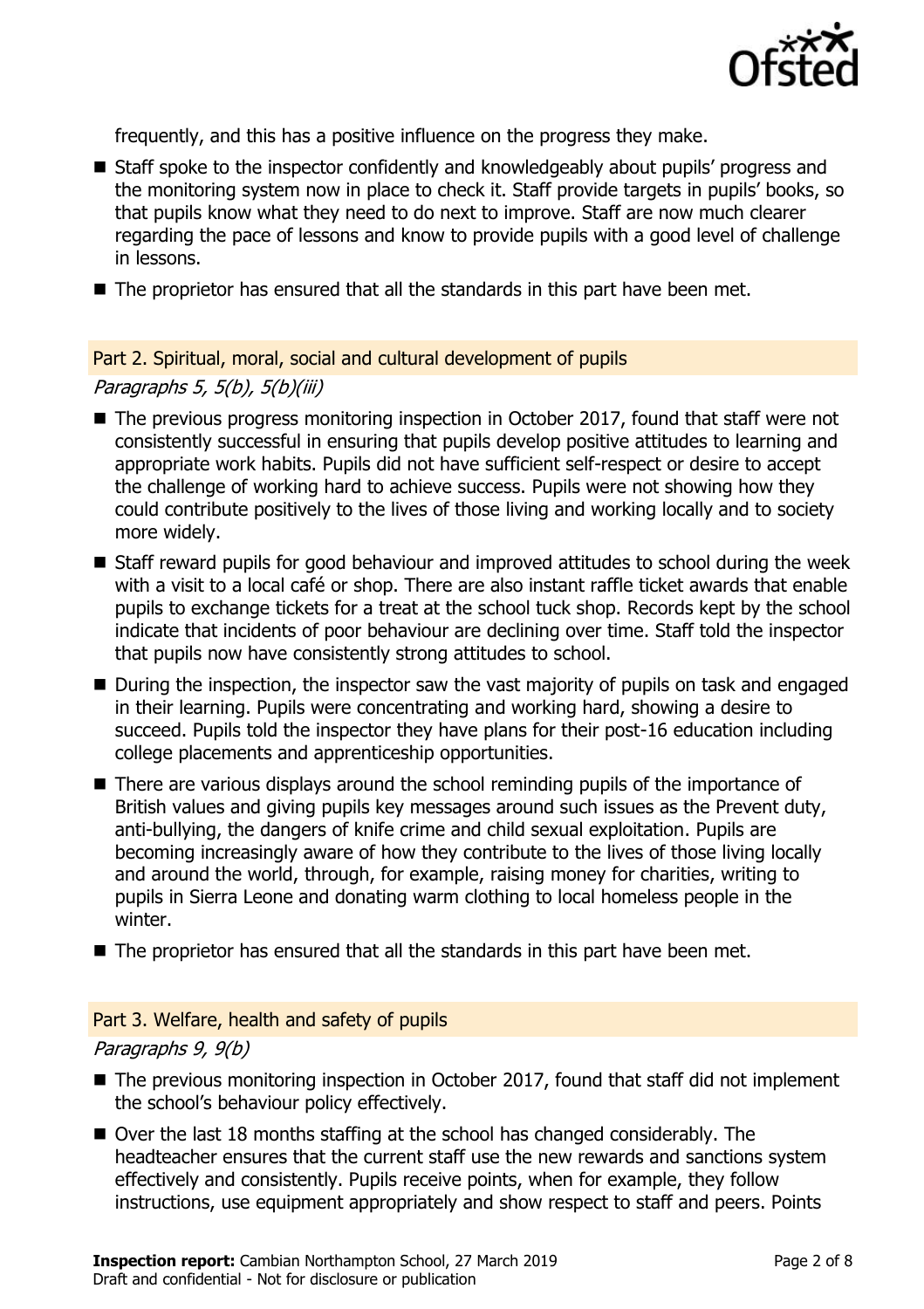frequently, and this has a positive influence on the progress they make.

- Staff spoke to the inspector confidently and knowledgeably about pupils' progress and the monitoring system now in place to check it. Staff provide targets in pupils' books, so that pupils know what they need to do next to improve. Staff are now much clearer regarding the pace of lessons and know to provide pupils with a good level of challenge in lessons.
- The proprietor has ensured that all the standards in this part have been met.

## Part 2. Spiritual, moral, social and cultural development of pupils

*Paragraphs 5, 5(b), 5(b)(iii)*

- The previous progress monitoring inspection in October 2017, found that staff were not consistently successful in ensuring that pupils develop positive attitudes to learning and appropriate work habits. Pupils did not have sufficient self-respect or desire to accept the challenge of working hard to achieve success. Pupils were not showing how they could contribute positively to the lives of those living and working locally and to society more widely.
- Staff reward pupils for good behaviour and improved attitudes to school during the week with a visit to a local café or shop. There are also instant raffle ticket awards that enable pupils to exchange tickets for a treat at the school tuck shop. Records kept by the school indicate that incidents of poor behaviour are declining over time. Staff told the inspector that pupils now have consistently strong attitudes to school.
- During the inspection, the inspector saw the vast majority of pupils on task and engaged in their learning. Pupils were concentrating and working hard, showing a desire to succeed. Pupils told the inspector they have plans for their post-16 education including college placements and apprenticeship opportunities.
- There are various displays around the school reminding pupils of the importance of British values and giving pupils key messages around such issues as the Prevent duty, anti-bullying, the dangers of knife crime and child sexual exploitation. Pupils are becoming increasingly aware of how they contribute to the lives of those living locally and around the world, through, for example, raising money for charities, writing to pupils in Sierra Leone and donating warm clothing to local homeless people in the winter.
- The proprietor has ensured that all the standards in this part have been met.

## Part 3. Welfare, health and safety of pupils

*Paragraphs 9, 9(b)*

- The previous monitoring inspection in October 2017, found that staff did not implement the school's behaviour policy effectively.
- Over the last 18 months staffing at the school has changed considerably. The headteacher ensures that the current staff use the new rewards and sanctions system effectively and consistently. Pupils receive points, when for example, they follow instructions, use equipment appropriately and show respect to staff and peers. Points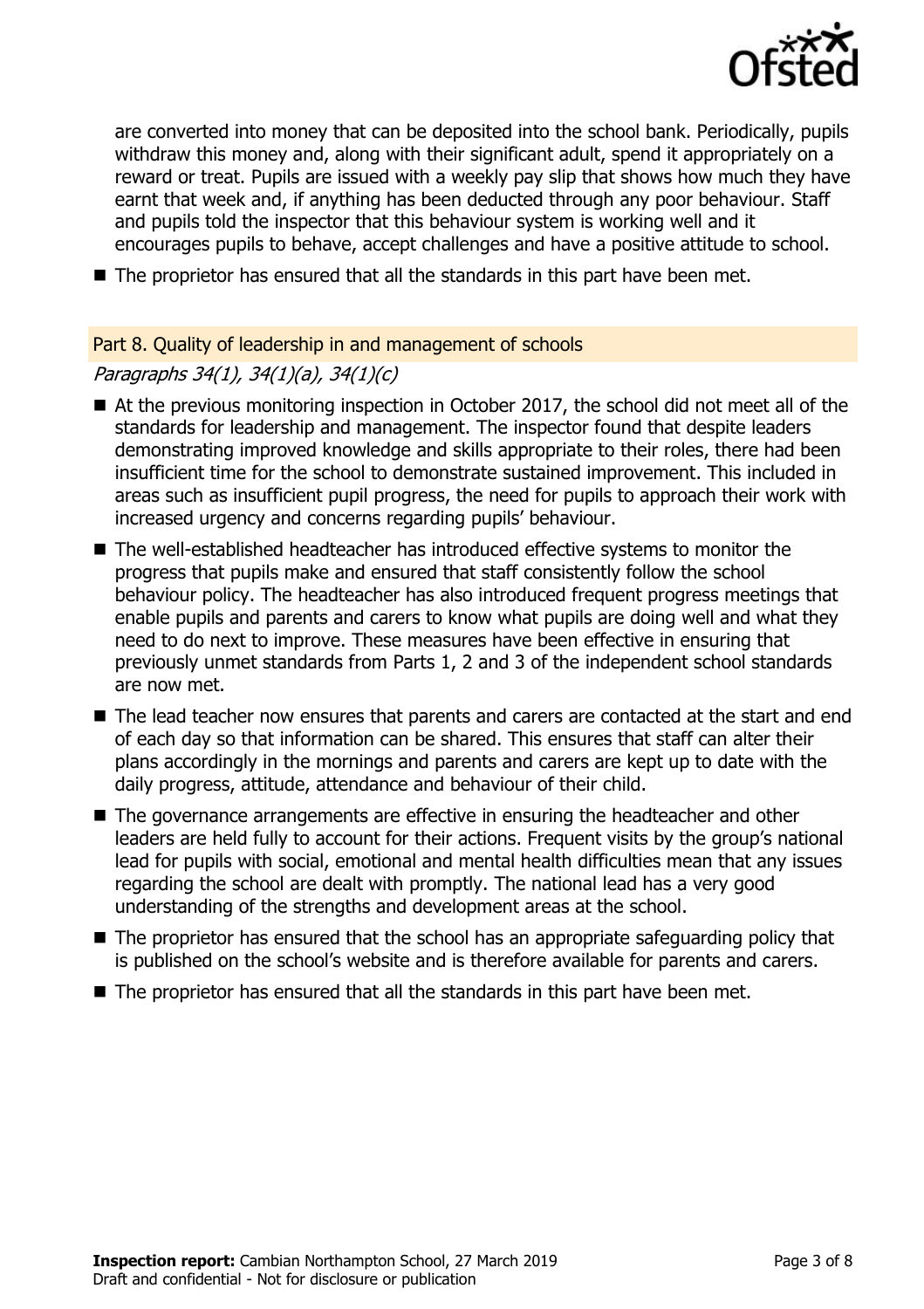are converted into money that can be deposited into the school bank. Periodically, pupils withdraw this money and, along with their significant adult, spend it appropriately on a reward or treat. Pupils are issued with a weekly pay slip that shows how much they have earnt that week and, if anything has been deducted through any poor behaviour. Staff and pupils told the inspector that this behaviour system is working well and it encourages pupils to behave, accept challenges and have a positive attitude to school.

- The proprietor has ensured that all the standards in this part have been met.

## Part 8. Quality of leadership in and management of schools

*Paragraphs 34(1), 34(1)(a), 34(1)(c)*

- At the previous monitoring inspection in October 2017, the school did not meet all of the standards for leadership and management. The inspector found that despite leaders demonstrating improved knowledge and skills appropriate to their roles, there had been insufficient time for the school to demonstrate sustained improvement. This included in areas such as insufficient pupil progress, the need for pupils to approach their work with increased urgency and concerns regarding pupils' behaviour.
- The well-established headteacher has introduced effective systems to monitor the progress that pupils make and ensured that staff consistently follow the school behaviour policy. The headteacher has also introduced frequent progress meetings that enable pupils and parents and carers to know what pupils are doing well and what they need to do next to improve. These measures have been effective in ensuring that previously unmet standards from Parts 1, 2 and 3 of the independent school standards are now met.
- The lead teacher now ensures that parents and carers are contacted at the start and end of each day so that information can be shared. This ensures that staff can alter their plans accordingly in the mornings and parents and carers are kept up to date with the daily progress, attitude, attendance and behaviour of their child.
- The governance arrangements are effective in ensuring the headteacher and other leaders are held fully to account for their actions. Frequent visits by the group's national lead for pupils with social, emotional and mental health difficulties mean that any issues regarding the school are dealt with promptly. The national lead has a very good understanding of the strengths and development areas at the school.
- The proprietor has ensured that the school has an appropriate safeguarding policy that is published on the school's website and is therefore available for parents and carers.
- The proprietor has ensured that all the standards in this part have been met.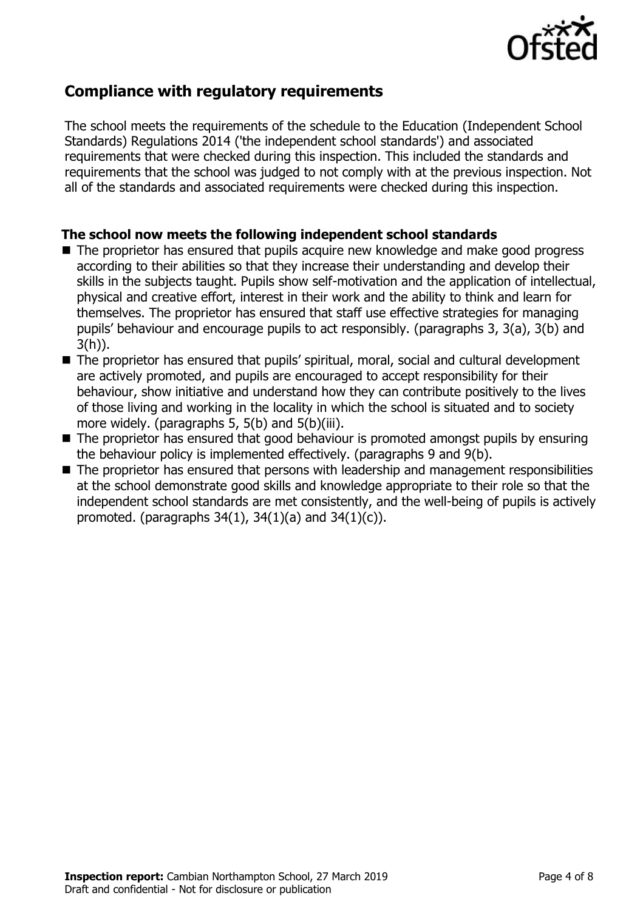## Compliance with regulatory requirements

The school meets the requirements of the schedule to the Education (Independent School Standards) Regulations 2014 ('the independent school standards') and associated requirements that were checked during this inspection. This included the standards and requirements that the school was judged to not comply with at the previous inspection. Not all of the standards and associated requirements were checked during this inspection.

### The school now meets the following independent school standards

- The proprietor has ensured that pupils acquire new knowledge and make good progress according to their abilities so that they increase their understanding and develop their skills in the subjects taught. Pupils show self-motivation and the application of intellectual, physical and creative effort, interest in their work and the ability to think and learn for themselves. The proprietor has ensured that staff use effective strategies for managing pupils' behaviour and encourage pupils to act responsibly. (paragraphs 3, 3(a), 3(b) and 3(h)).
- The proprietor has ensured that pupils' spiritual, moral, social and cultural development are actively promoted, and pupils are encouraged to accept responsibility for their behaviour, show initiative and understand how they can contribute positively to the lives of those living and working in the locality in which the school is situated and to society more widely. (paragraphs 5, 5(b) and 5(b)(iii).
- The proprietor has ensured that good behaviour is promoted amongst pupils by ensuring the behaviour policy is implemented effectively. (paragraphs 9 and 9(b).
- The proprietor has ensured that persons with leadership and management responsibilities at the school demonstrate good skills and knowledge appropriate to their role so that the independent school standards are met consistently, and the well-being of pupils is actively promoted. (paragraphs 34(1), 34(1)(a) and 34(1)(c)).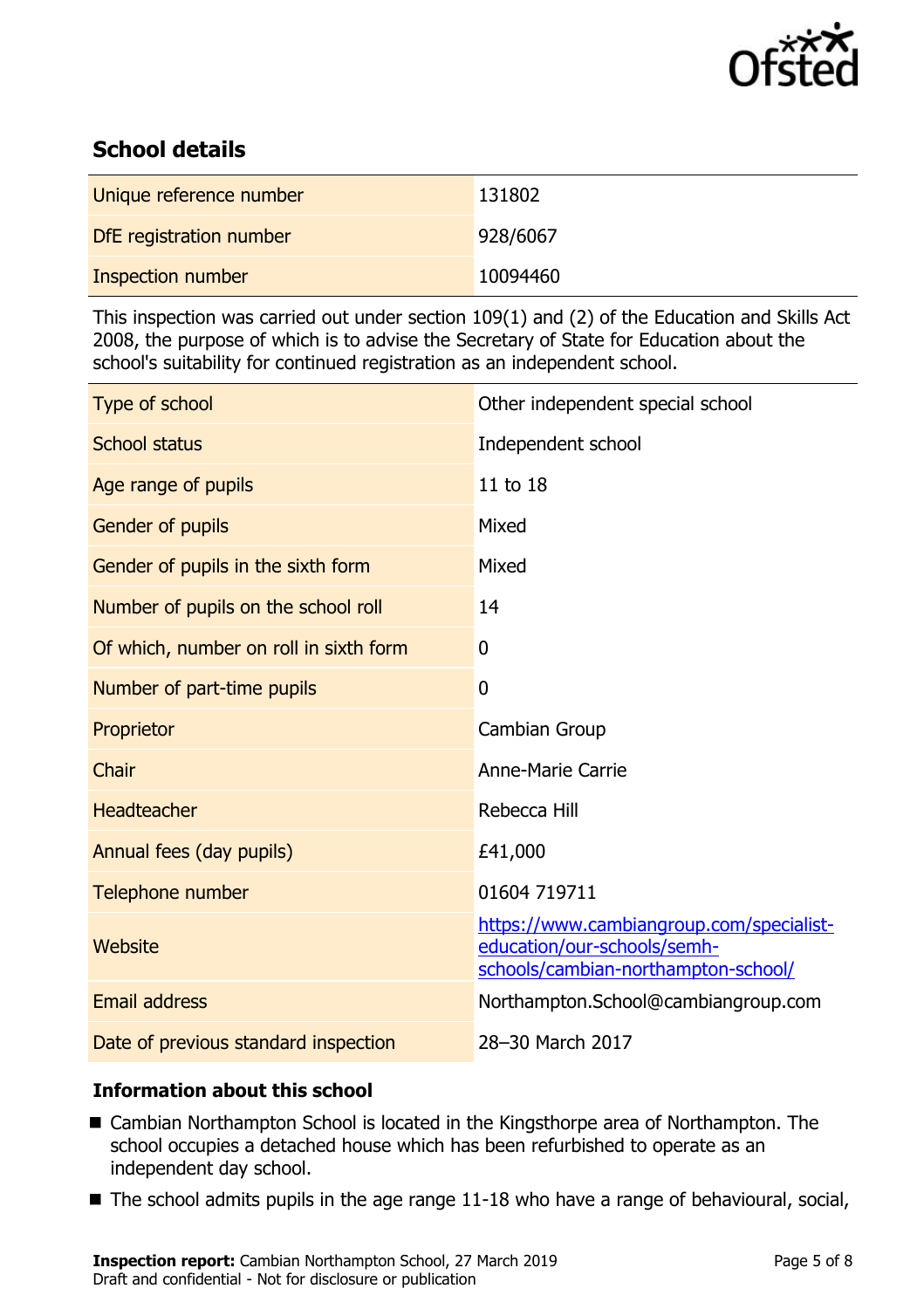## School details

| | |
|---|---|
| Unique reference number | 131802 |
| DfE registration number | 928/6067 |
| Inspection number | 10094460 |

This inspection was carried out under section 109(1) and (2) of the Education and Skills Act 2008, the purpose of which is to advise the Secretary of State for Education about the school's suitability for continued registration as an independent school.

| | |
|---|---|
| Type of school | Other independent special school |
| School status | Independent school |
| Age range of pupils | 11 to 18 |
| Gender of pupils | Mixed |
| Gender of pupils in the sixth form | Mixed |
| Number of pupils on the school roll | 14 |
| Of which, number on roll in sixth form | 0 |
| Number of part-time pupils | 0 |
| Proprietor | Cambian Group |
| Chair | Anne-Marie Carrie |
| Headteacher | Rebecca Hill |
| Annual fees (day pupils) | £41,000 |
| Telephone number | 01604 719711 |
| Website | https://www.cambiangroup.com/specialist-education/our-schools/semh-schools/cambian-northampton-school/ |
| Email address | Northampton.School@cambiangroup.com |
| Date of previous standard inspection | 28–30 March 2017 |

### Information about this school

- Cambian Northampton School is located in the Kingsthorpe area of Northampton. The school occupies a detached house which has been refurbished to operate as an independent day school.
- The school admits pupils in the age range 11-18 who have a range of behavioural, social,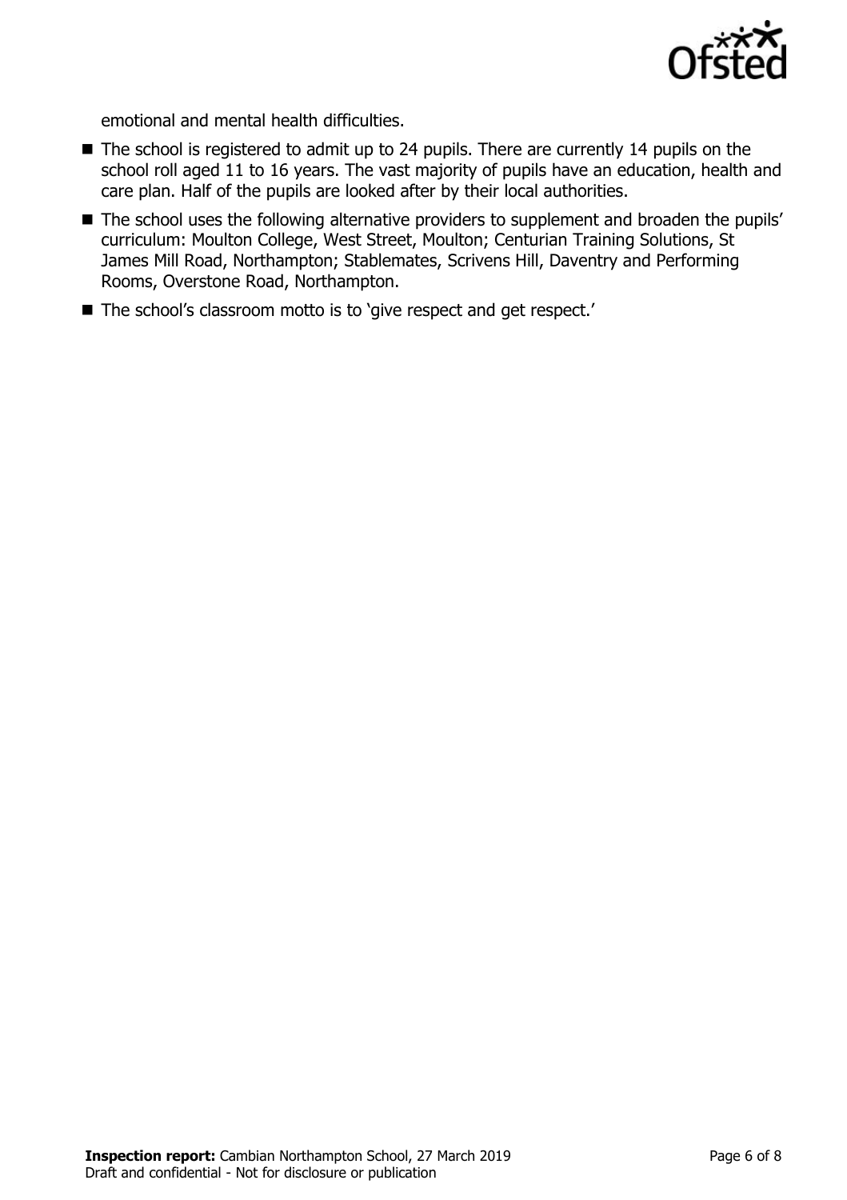emotional and mental health difficulties.

- The school is registered to admit up to 24 pupils. There are currently 14 pupils on the school roll aged 11 to 16 years. The vast majority of pupils have an education, health and care plan. Half of the pupils are looked after by their local authorities.
- The school uses the following alternative providers to supplement and broaden the pupils' curriculum: Moulton College, West Street, Moulton; Centurian Training Solutions, St James Mill Road, Northampton; Stablemates, Scrivens Hill, Daventry and Performing Rooms, Overstone Road, Northampton.
- The school's classroom motto is to 'give respect and get respect.'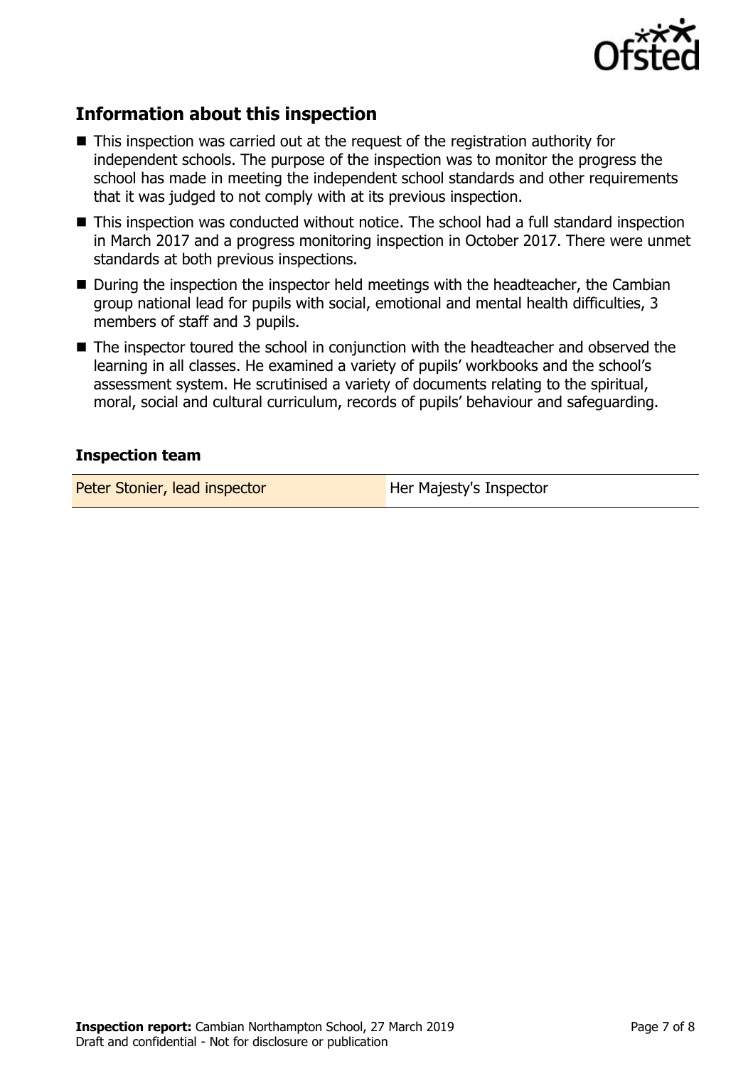## Information about this inspection

- This inspection was carried out at the request of the registration authority for independent schools. The purpose of the inspection was to monitor the progress the school has made in meeting the independent school standards and other requirements that it was judged to not comply with at its previous inspection.
- This inspection was conducted without notice. The school had a full standard inspection in March 2017 and a progress monitoring inspection in October 2017. There were unmet standards at both previous inspections.
- During the inspection the inspector held meetings with the headteacher, the Cambian group national lead for pupils with social, emotional and mental health difficulties, 3 members of staff and 3 pupils.
- The inspector toured the school in conjunction with the headteacher and observed the learning in all classes. He examined a variety of pupils' workbooks and the school's assessment system. He scrutinised a variety of documents relating to the spiritual, moral, social and cultural curriculum, records of pupils' behaviour and safeguarding.

### Inspection team

| | |
|---|---|
| Peter Stonier, lead inspector | Her Majesty's Inspector |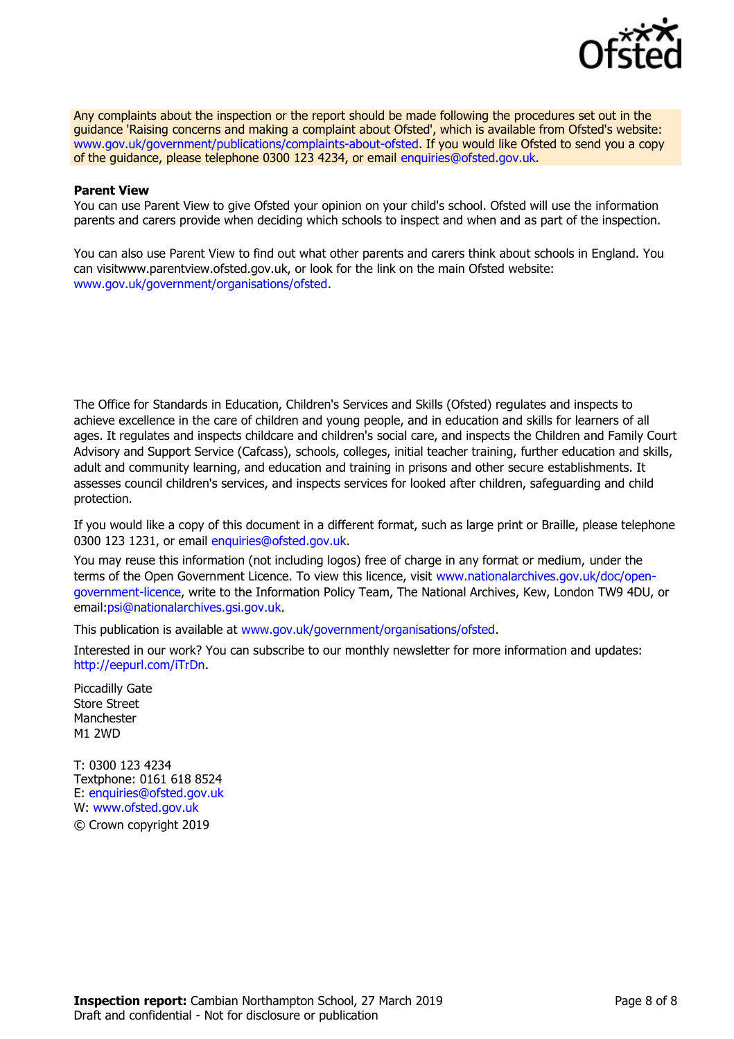Any complaints about the inspection or the report should be made following the procedures set out in the guidance 'Raising concerns and making a complaint about Ofsted', which is available from Ofsted's website: www.gov.uk/government/publications/complaints-about-ofsted. If you would like Ofsted to send you a copy of the guidance, please telephone 0300 123 4234, or email enquiries@ofsted.gov.uk.

**Parent View**

You can use Parent View to give Ofsted your opinion on your child's school. Ofsted will use the information parents and carers provide when deciding which schools to inspect and when and as part of the inspection.

You can also use Parent View to find out what other parents and carers think about schools in England. You can visitwww.parentview.ofsted.gov.uk, or look for the link on the main Ofsted website: www.gov.uk/government/organisations/ofsted.

The Office for Standards in Education, Children's Services and Skills (Ofsted) regulates and inspects to achieve excellence in the care of children and young people, and in education and skills for learners of all ages. It regulates and inspects childcare and children's social care, and inspects the Children and Family Court Advisory and Support Service (Cafcass), schools, colleges, initial teacher training, further education and skills, adult and community learning, and education and training in prisons and other secure establishments. It assesses council children's services, and inspects services for looked after children, safeguarding and child protection.

If you would like a copy of this document in a different format, such as large print or Braille, please telephone 0300 123 1231, or email enquiries@ofsted.gov.uk.

You may reuse this information (not including logos) free of charge in any format or medium, under the terms of the Open Government Licence. To view this licence, visit www.nationalarchives.gov.uk/doc/open-government-licence, write to the Information Policy Team, The National Archives, Kew, London TW9 4DU, or email:psi@nationalarchives.gsi.gov.uk.

This publication is available at www.gov.uk/government/organisations/ofsted.

Interested in our work? You can subscribe to our monthly newsletter for more information and updates: http://eepurl.com/iTrDn.

Piccadilly Gate
Store Street
Manchester
M1 2WD

T: 0300 123 4234
Textphone: 0161 618 8524
E: enquiries@ofsted.gov.uk
W: www.ofsted.gov.uk
© Crown copyright 2019